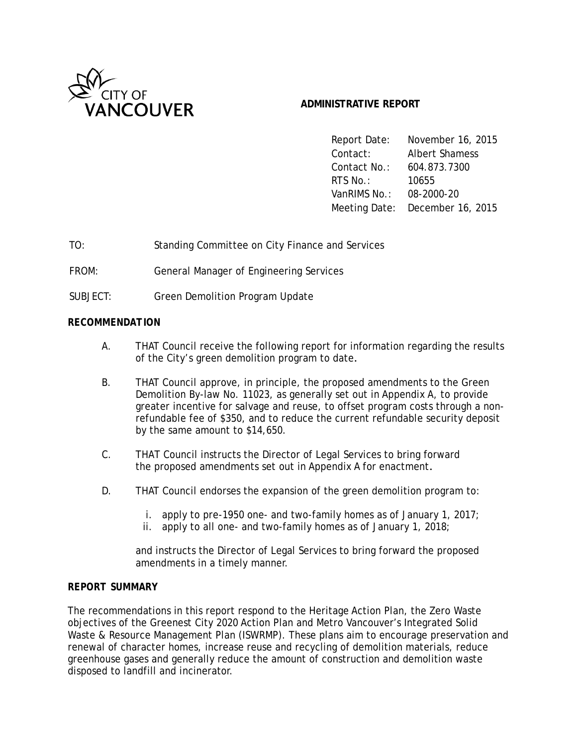CITY OF VANCOUVER

**ADMINISTRATIVE REPORT**

Report Date: November 16, 2015
Contact: Albert Shamess
Contact No.: 604.873.7300
RTS No.: 10655
VanRIMS No.: 08-2000-20
Meeting Date: December 16, 2015

TO: Standing Committee on City Finance and Services

FROM: General Manager of Engineering Services

SUBJECT: Green Demolition Program Update

## RECOMMENDATION

A. THAT Council receive the following report for information regarding the results of the City's green demolition program to date.

B. THAT Council approve, in principle, the proposed amendments to the Green Demolition By-law No. 11023, as generally set out in Appendix A, to provide greater incentive for salvage and reuse, to offset program costs through a non-refundable fee of $350, and to reduce the current refundable security deposit by the same amount to $14,650.

C. THAT Council instructs the Director of Legal Services to bring forward the proposed amendments set out in Appendix A for enactment.

D. THAT Council endorses the expansion of the green demolition program to:

   i. apply to pre-1950 one- and two-family homes as of January 1, 2017;
   ii. apply to all one- and two-family homes as of January 1, 2018;

   and instructs the Director of Legal Services to bring forward the proposed amendments in a timely manner.

## REPORT SUMMARY

The recommendations in this report respond to the Heritage Action Plan, the Zero Waste objectives of the Greenest City 2020 Action Plan and Metro Vancouver's Integrated Solid Waste & Resource Management Plan (ISWRMP). These plans aim to encourage preservation and renewal of character homes, increase reuse and recycling of demolition materials, reduce greenhouse gases and generally reduce the amount of construction and demolition waste disposed to landfill and incinerator.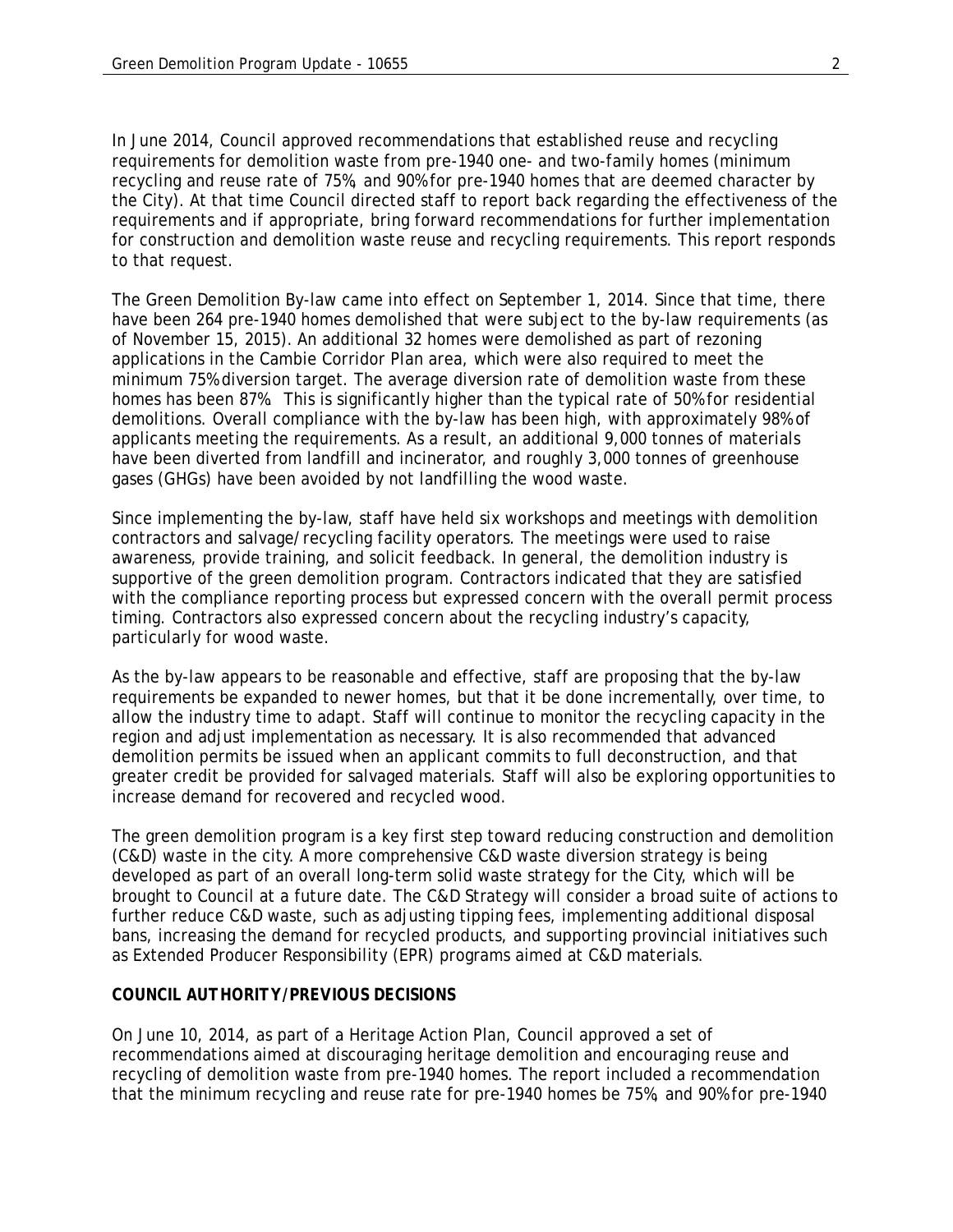In June 2014, Council approved recommendations that established reuse and recycling requirements for demolition waste from pre-1940 one- and two-family homes (minimum recycling and reuse rate of 75%, and 90% for pre-1940 homes that are deemed character by the City). At that time Council directed staff to report back regarding the effectiveness of the requirements and if appropriate, bring forward recommendations for further implementation for construction and demolition waste reuse and recycling requirements. This report responds to that request.

The Green Demolition By-law came into effect on September 1, 2014. Since that time, there have been 264 pre-1940 homes demolished that were subject to the by-law requirements (as of November 15, 2015). An additional 32 homes were demolished as part of rezoning applications in the Cambie Corridor Plan area, which were also required to meet the minimum 75% diversion target. The average diversion rate of demolition waste from these homes has been 87%. This is significantly higher than the typical rate of 50% for residential demolitions. Overall compliance with the by-law has been high, with approximately 98% of applicants meeting the requirements. As a result, an additional 9,000 tonnes of materials have been diverted from landfill and incinerator, and roughly 3,000 tonnes of greenhouse gases (GHGs) have been avoided by not landfilling the wood waste.

Since implementing the by-law, staff have held six workshops and meetings with demolition contractors and salvage/recycling facility operators. The meetings were used to raise awareness, provide training, and solicit feedback. In general, the demolition industry is supportive of the green demolition program. Contractors indicated that they are satisfied with the compliance reporting process but expressed concern with the overall permit process timing. Contractors also expressed concern about the recycling industry's capacity, particularly for wood waste.

As the by-law appears to be reasonable and effective, staff are proposing that the by-law requirements be expanded to newer homes, but that it be done incrementally, over time, to allow the industry time to adapt. Staff will continue to monitor the recycling capacity in the region and adjust implementation as necessary. It is also recommended that advanced demolition permits be issued when an applicant commits to full deconstruction, and that greater credit be provided for salvaged materials. Staff will also be exploring opportunities to increase demand for recovered and recycled wood.

The green demolition program is a key first step toward reducing construction and demolition (C&D) waste in the city. A more comprehensive C&D waste diversion strategy is being developed as part of an overall long-term solid waste strategy for the City, which will be brought to Council at a future date. The C&D Strategy will consider a broad suite of actions to further reduce C&D waste, such as adjusting tipping fees, implementing additional disposal bans, increasing the demand for recycled products, and supporting provincial initiatives such as Extended Producer Responsibility (EPR) programs aimed at C&D materials.

**COUNCIL AUTHORITY/PREVIOUS DECISIONS**

On June 10, 2014, as part of a Heritage Action Plan, Council approved a set of recommendations aimed at discouraging heritage demolition and encouraging reuse and recycling of demolition waste from pre-1940 homes. The report included a recommendation that the minimum recycling and reuse rate for pre-1940 homes be 75%, and 90% for pre-1940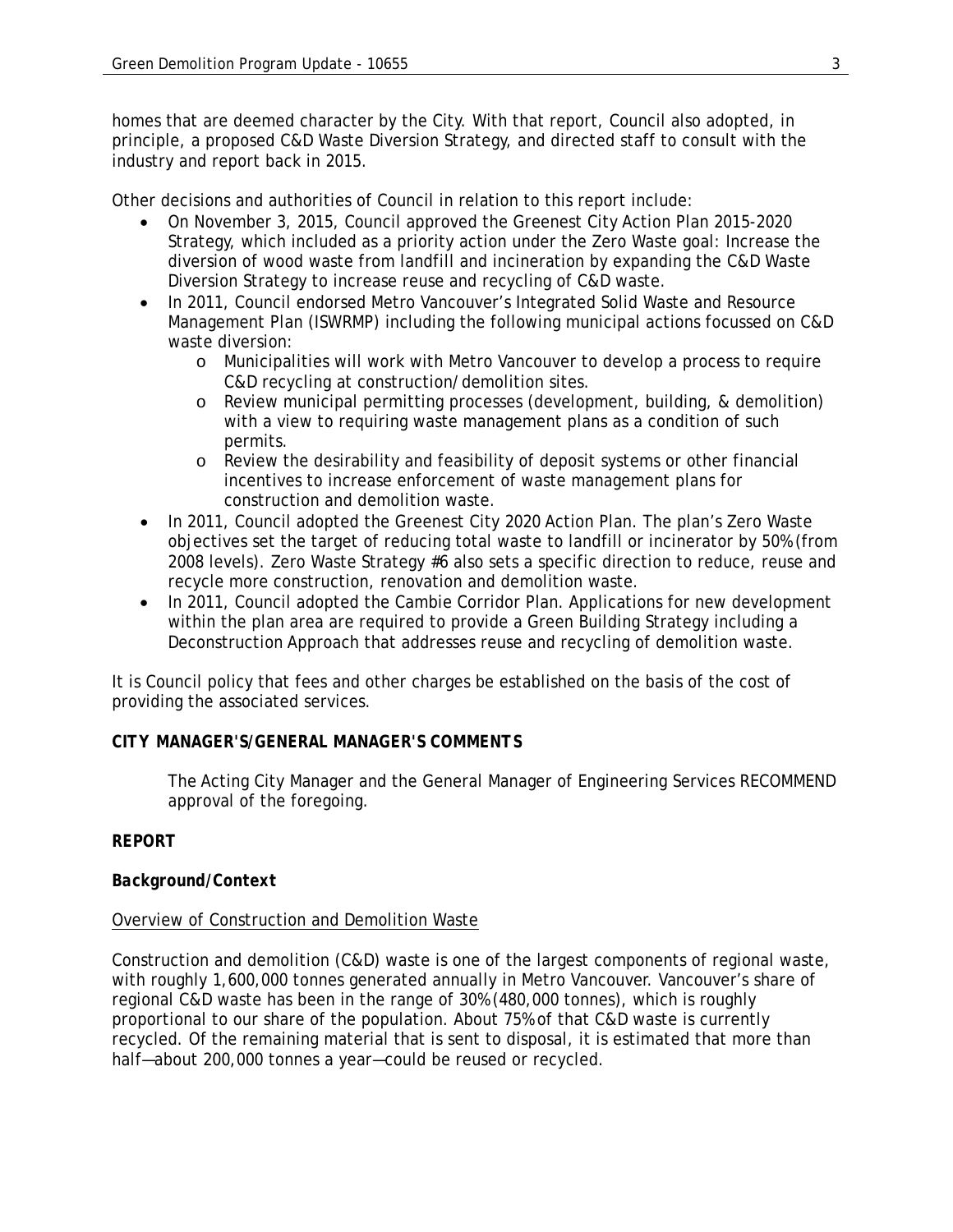homes that are deemed character by the City. With that report, Council also adopted, in principle, a proposed C&D Waste Diversion Strategy, and directed staff to consult with the industry and report back in 2015.

Other decisions and authorities of Council in relation to this report include:

- On November 3, 2015, Council approved the Greenest City Action Plan 2015-2020 Strategy, which included as a priority action under the Zero Waste goal: Increase the diversion of wood waste from landfill and incineration by expanding the C&D Waste Diversion Strategy to increase reuse and recycling of C&D waste.
- In 2011, Council endorsed Metro Vancouver's Integrated Solid Waste and Resource Management Plan (ISWRMP) including the following municipal actions focussed on C&D waste diversion:
  - Municipalities will work with Metro Vancouver to develop a process to require C&D recycling at construction/demolition sites.
  - Review municipal permitting processes (development, building, & demolition) with a view to requiring waste management plans as a condition of such permits.
  - Review the desirability and feasibility of deposit systems or other financial incentives to increase enforcement of waste management plans for construction and demolition waste.
- In 2011, Council adopted the Greenest City 2020 Action Plan. The plan's Zero Waste objectives set the target of reducing total waste to landfill or incinerator by 50% (from 2008 levels). Zero Waste Strategy #6 also sets a specific direction to reduce, reuse and recycle more construction, renovation and demolition waste.
- In 2011, Council adopted the Cambie Corridor Plan. Applications for new development within the plan area are required to provide a Green Building Strategy including a Deconstruction Approach that addresses reuse and recycling of demolition waste.

It is Council policy that fees and other charges be established on the basis of the cost of providing the associated services.

**CITY MANAGER'S/GENERAL MANAGER'S COMMENTS**

The Acting City Manager and the General Manager of Engineering Services RECOMMEND approval of the foregoing.

**REPORT**

***Background/Context***

Overview of Construction and Demolition Waste

Construction and demolition (C&D) waste is one of the largest components of regional waste, with roughly 1,600,000 tonnes generated annually in Metro Vancouver. Vancouver's share of regional C&D waste has been in the range of 30% (480,000 tonnes), which is roughly proportional to our share of the population. About 75% of that C&D waste is currently recycled. Of the remaining material that is sent to disposal, it is estimated that more than half—about 200,000 tonnes a year—could be reused or recycled.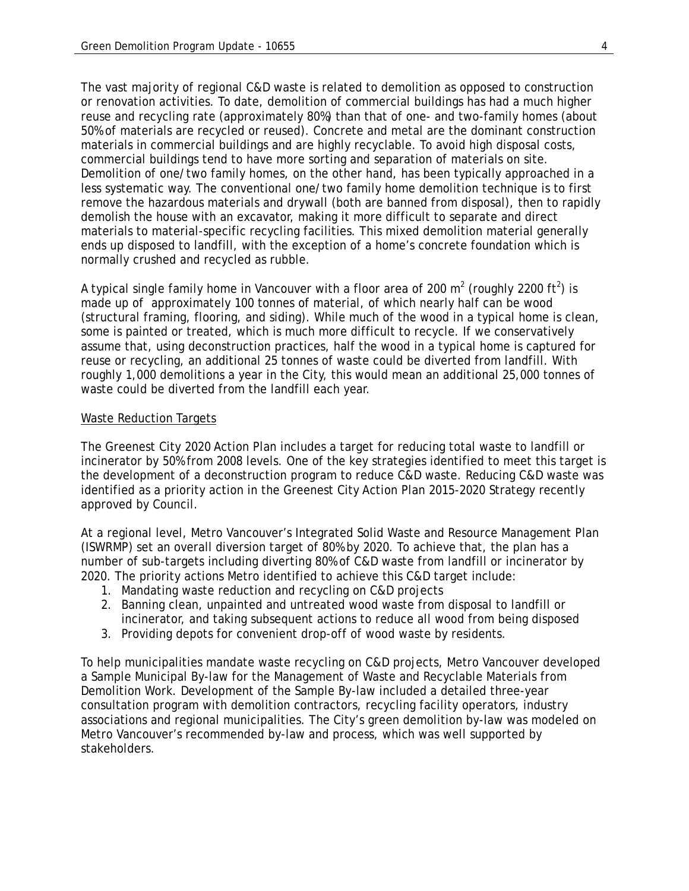The vast majority of regional C&D waste is related to demolition as opposed to construction or renovation activities. To date, demolition of commercial buildings has had a much higher reuse and recycling rate (approximately 80%) than that of one- and two-family homes (about 50% of materials are recycled or reused). Concrete and metal are the dominant construction materials in commercial buildings and are highly recyclable. To avoid high disposal costs, commercial buildings tend to have more sorting and separation of materials on site. Demolition of one/two family homes, on the other hand, has been typically approached in a less systematic way. The conventional one/two family home demolition technique is to first remove the hazardous materials and drywall (both are banned from disposal), then to rapidly demolish the house with an excavator, making it more difficult to separate and direct materials to material-specific recycling facilities. This mixed demolition material generally ends up disposed to landfill, with the exception of a home's concrete foundation which is normally crushed and recycled as rubble.

A typical single family home in Vancouver with a floor area of 200 $m^2$ (roughly 2200 $ft^2$) is made up of approximately 100 tonnes of material, of which nearly half can be wood (structural framing, flooring, and siding). While much of the wood in a typical home is clean, some is painted or treated, which is much more difficult to recycle. If we conservatively assume that, using deconstruction practices, half the wood in a typical home is captured for reuse or recycling, an additional 25 tonnes of waste could be diverted from landfill. With roughly 1,000 demolitions a year in the City, this would mean an additional 25,000 tonnes of waste could be diverted from the landfill each year.

## Waste Reduction Targets

The Greenest City 2020 Action Plan includes a target for reducing total waste to landfill or incinerator by 50% from 2008 levels. One of the key strategies identified to meet this target is the development of a deconstruction program to reduce C&D waste. Reducing C&D waste was identified as a priority action in the Greenest City Action Plan 2015-2020 Strategy recently approved by Council.

At a regional level, Metro Vancouver's Integrated Solid Waste and Resource Management Plan (ISWRMP) set an overall diversion target of 80% by 2020. To achieve that, the plan has a number of sub-targets including diverting 80% of C&D waste from landfill or incinerator by 2020. The priority actions Metro identified to achieve this C&D target include:

1. Mandating waste reduction and recycling on C&D projects
2. Banning clean, unpainted and untreated wood waste from disposal to landfill or incinerator, and taking subsequent actions to reduce all wood from being disposed
3. Providing depots for convenient drop-off of wood waste by residents.

To help municipalities mandate waste recycling on C&D projects, Metro Vancouver developed a Sample Municipal By-law for the Management of Waste and Recyclable Materials from Demolition Work. Development of the Sample By-law included a detailed three-year consultation program with demolition contractors, recycling facility operators, industry associations and regional municipalities. The City's green demolition by-law was modeled on Metro Vancouver's recommended by-law and process, which was well supported by stakeholders.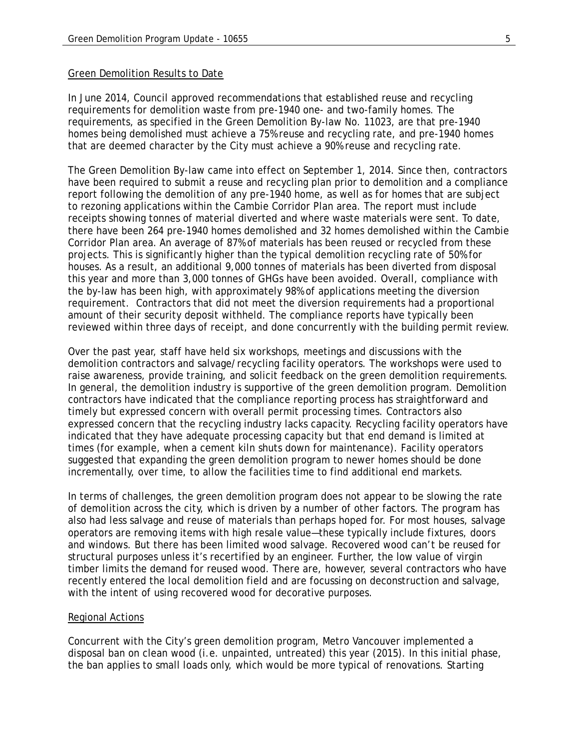### Green Demolition Results to Date

In June 2014, Council approved recommendations that established reuse and recycling requirements for demolition waste from pre-1940 one- and two-family homes. The requirements, as specified in the Green Demolition By-law No. 11023, are that pre-1940 homes being demolished must achieve a 75% reuse and recycling rate, and pre-1940 homes that are deemed character by the City must achieve a 90% reuse and recycling rate.

The Green Demolition By-law came into effect on September 1, 2014. Since then, contractors have been required to submit a reuse and recycling plan prior to demolition and a compliance report following the demolition of any pre-1940 home, as well as for homes that are subject to rezoning applications within the Cambie Corridor Plan area. The report must include receipts showing tonnes of material diverted and where waste materials were sent. To date, there have been 264 pre-1940 homes demolished and 32 homes demolished within the Cambie Corridor Plan area. An average of 87% of materials has been reused or recycled from these projects. This is significantly higher than the typical demolition recycling rate of 50% for houses. As a result, an additional 9,000 tonnes of materials has been diverted from disposal this year and more than 3,000 tonnes of GHGs have been avoided. Overall, compliance with the by-law has been high, with approximately 98% of applications meeting the diversion requirement. Contractors that did not meet the diversion requirements had a proportional amount of their security deposit withheld. The compliance reports have typically been reviewed within three days of receipt, and done concurrently with the building permit review.

Over the past year, staff have held six workshops, meetings and discussions with the demolition contractors and salvage/recycling facility operators. The workshops were used to raise awareness, provide training, and solicit feedback on the green demolition requirements. In general, the demolition industry is supportive of the green demolition program. Demolition contractors have indicated that the compliance reporting process has straightforward and timely but expressed concern with overall permit processing times. Contractors also expressed concern that the recycling industry lacks capacity. Recycling facility operators have indicated that they have adequate processing capacity but that end demand is limited at times (for example, when a cement kiln shuts down for maintenance). Facility operators suggested that expanding the green demolition program to newer homes should be done incrementally, over time, to allow the facilities time to find additional end markets.

In terms of challenges, the green demolition program does not appear to be slowing the rate of demolition across the city, which is driven by a number of other factors. The program has also had less salvage and reuse of materials than perhaps hoped for. For most houses, salvage operators are removing items with high resale value—these typically include fixtures, doors and windows. But there has been limited wood salvage. Recovered wood can't be reused for structural purposes unless it's recertified by an engineer. Further, the low value of virgin timber limits the demand for reused wood. There are, however, several contractors who have recently entered the local demolition field and are focussing on deconstruction and salvage, with the intent of using recovered wood for decorative purposes.

### Regional Actions

Concurrent with the City's green demolition program, Metro Vancouver implemented a disposal ban on clean wood (i.e. unpainted, untreated) this year (2015). In this initial phase, the ban applies to small loads only, which would be more typical of renovations. Starting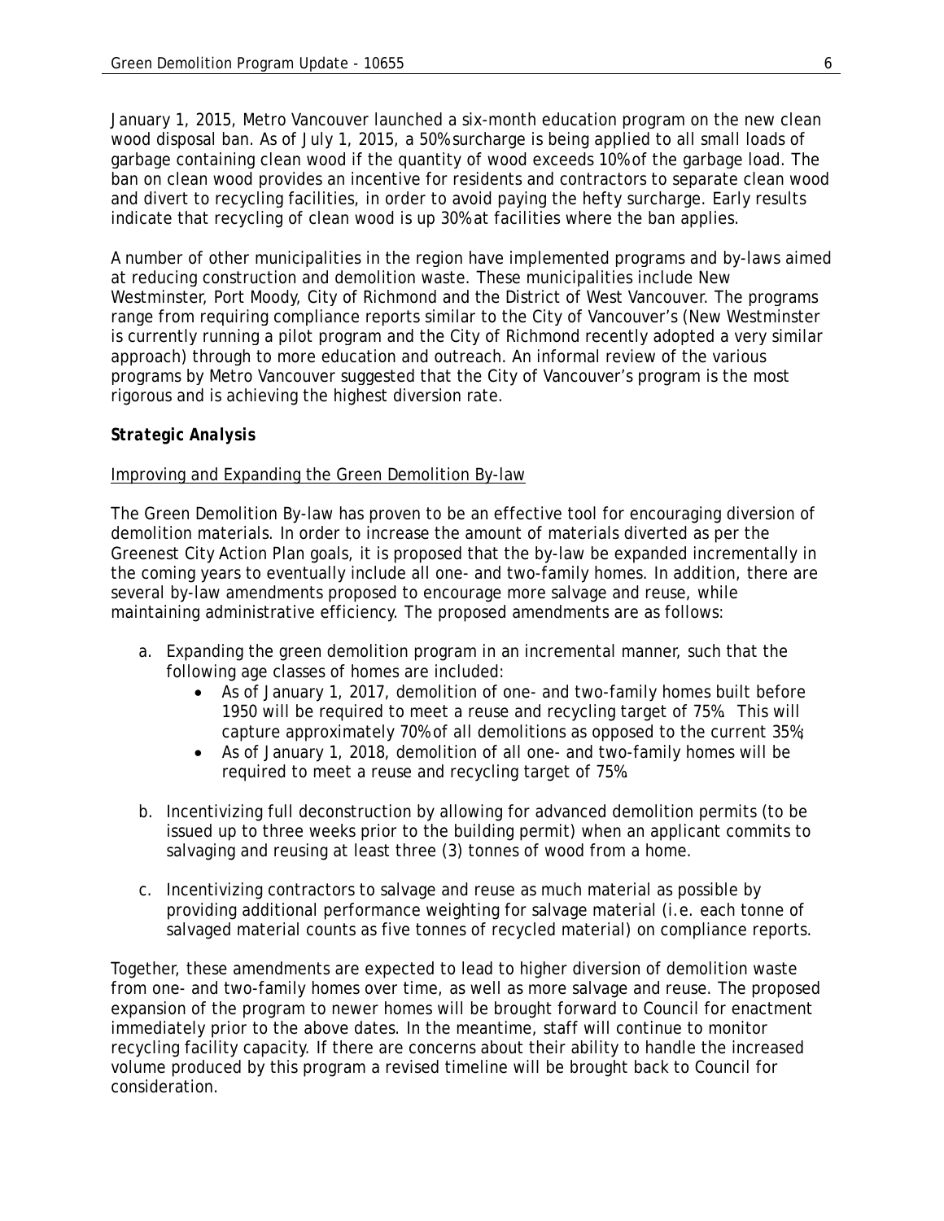January 1, 2015, Metro Vancouver launched a six-month education program on the new clean wood disposal ban. As of July 1, 2015, a 50% surcharge is being applied to all small loads of garbage containing clean wood if the quantity of wood exceeds 10% of the garbage load. The ban on clean wood provides an incentive for residents and contractors to separate clean wood and divert to recycling facilities, in order to avoid paying the hefty surcharge. Early results indicate that recycling of clean wood is up 30% at facilities where the ban applies.

A number of other municipalities in the region have implemented programs and by-laws aimed at reducing construction and demolition waste. These municipalities include New Westminster, Port Moody, City of Richmond and the District of West Vancouver. The programs range from requiring compliance reports similar to the City of Vancouver's (New Westminster is currently running a pilot program and the City of Richmond recently adopted a very similar approach) through to more education and outreach. An informal review of the various programs by Metro Vancouver suggested that the City of Vancouver's program is the most rigorous and is achieving the highest diversion rate.

***Strategic Analysis***

<u>Improving and Expanding the Green Demolition By-law</u>

The Green Demolition By-law has proven to be an effective tool for encouraging diversion of demolition materials. In order to increase the amount of materials diverted as per the Greenest City Action Plan goals, it is proposed that the by-law be expanded incrementally in the coming years to eventually include all one- and two-family homes. In addition, there are several by-law amendments proposed to encourage more salvage and reuse, while maintaining administrative efficiency. The proposed amendments are as follows:

a. Expanding the green demolition program in an incremental manner, such that the following age classes of homes are included:
   - As of January 1, 2017, demolition of one- and two-family homes built before 1950 will be required to meet a reuse and recycling target of 75%. This will capture approximately 70% of all demolitions as opposed to the current 35%;
   - As of January 1, 2018, demolition of all one- and two-family homes will be required to meet a reuse and recycling target of 75%.

b. Incentivizing full deconstruction by allowing for advanced demolition permits (to be issued up to three weeks prior to the building permit) when an applicant commits to salvaging and reusing at least three (3) tonnes of wood from a home.

c. Incentivizing contractors to salvage and reuse as much material as possible by providing additional performance weighting for salvage material (i.e. each tonne of salvaged material counts as five tonnes of recycled material) on compliance reports.

Together, these amendments are expected to lead to higher diversion of demolition waste from one- and two-family homes over time, as well as more salvage and reuse. The proposed expansion of the program to newer homes will be brought forward to Council for enactment immediately prior to the above dates. In the meantime, staff will continue to monitor recycling facility capacity. If there are concerns about their ability to handle the increased volume produced by this program a revised timeline will be brought back to Council for consideration.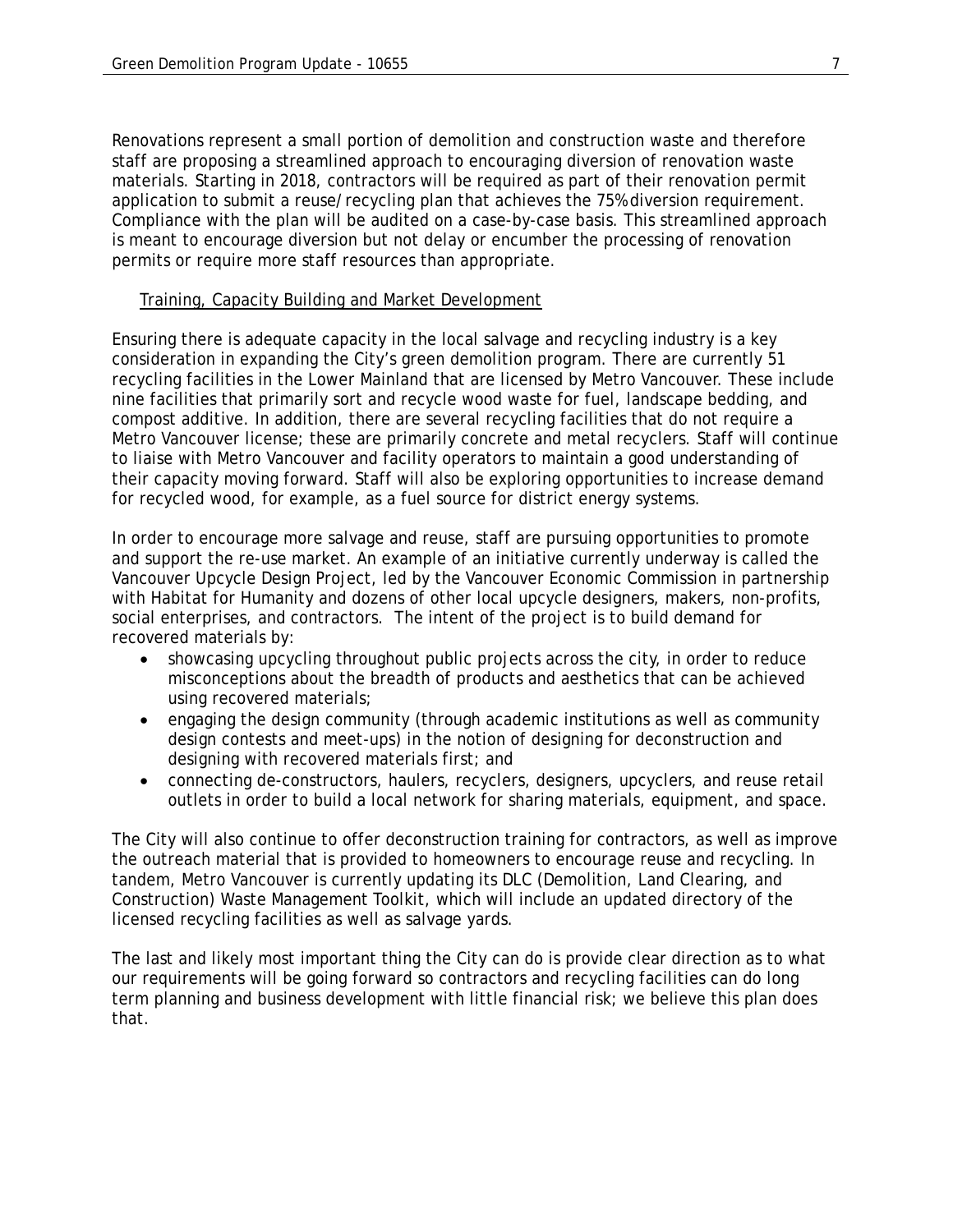Renovations represent a small portion of demolition and construction waste and therefore staff are proposing a streamlined approach to encouraging diversion of renovation waste materials. Starting in 2018, contractors will be required as part of their renovation permit application to submit a reuse/recycling plan that achieves the 75% diversion requirement. Compliance with the plan will be audited on a case-by-case basis. This streamlined approach is meant to encourage diversion but not delay or encumber the processing of renovation permits or require more staff resources than appropriate.

Training, Capacity Building and Market Development

Ensuring there is adequate capacity in the local salvage and recycling industry is a key consideration in expanding the City's green demolition program. There are currently 51 recycling facilities in the Lower Mainland that are licensed by Metro Vancouver. These include nine facilities that primarily sort and recycle wood waste for fuel, landscape bedding, and compost additive. In addition, there are several recycling facilities that do not require a Metro Vancouver license; these are primarily concrete and metal recyclers. Staff will continue to liaise with Metro Vancouver and facility operators to maintain a good understanding of their capacity moving forward. Staff will also be exploring opportunities to increase demand for recycled wood, for example, as a fuel source for district energy systems.

In order to encourage more salvage and reuse, staff are pursuing opportunities to promote and support the re-use market. An example of an initiative currently underway is called the Vancouver Upcycle Design Project, led by the Vancouver Economic Commission in partnership with Habitat for Humanity and dozens of other local upcycle designers, makers, non-profits, social enterprises, and contractors. The intent of the project is to build demand for recovered materials by:

- showcasing upcycling throughout public projects across the city, in order to reduce misconceptions about the breadth of products and aesthetics that can be achieved using recovered materials;
- engaging the design community (through academic institutions as well as community design contests and meet-ups) in the notion of designing for deconstruction and designing with recovered materials first; and
- connecting de-constructors, haulers, recyclers, designers, upcyclers, and reuse retail outlets in order to build a local network for sharing materials, equipment, and space.

The City will also continue to offer deconstruction training for contractors, as well as improve the outreach material that is provided to homeowners to encourage reuse and recycling. In tandem, Metro Vancouver is currently updating its DLC (Demolition, Land Clearing, and Construction) Waste Management Toolkit, which will include an updated directory of the licensed recycling facilities as well as salvage yards.

The last and likely most important thing the City can do is provide clear direction as to what our requirements will be going forward so contractors and recycling facilities can do long term planning and business development with little financial risk; we believe this plan does that.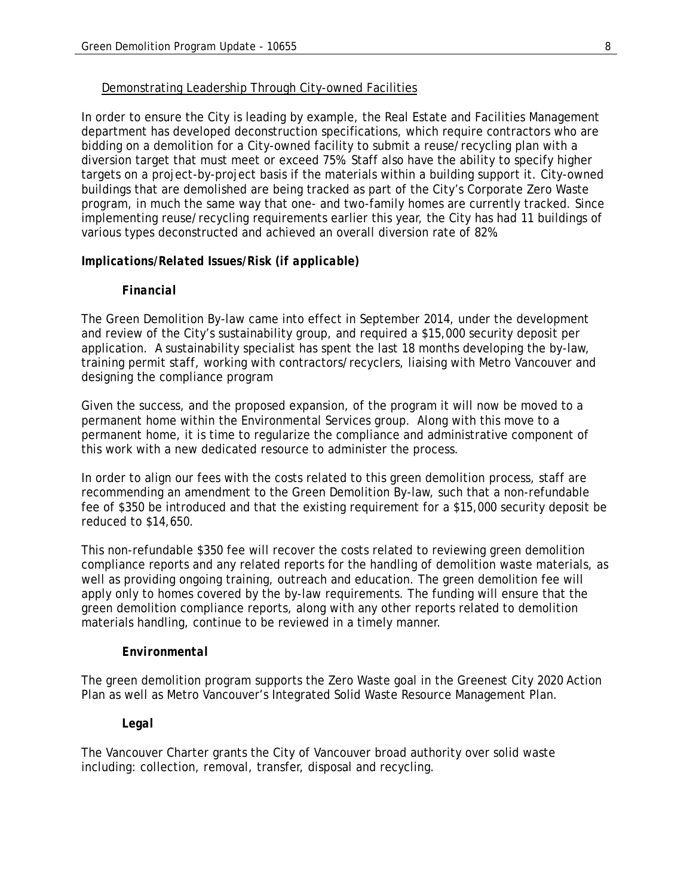Demonstrating Leadership Through City-owned Facilities

In order to ensure the City is leading by example, the Real Estate and Facilities Management department has developed deconstruction specifications, which require contractors who are bidding on a demolition for a City-owned facility to submit a reuse/recycling plan with a diversion target that must meet or exceed 75%. Staff also have the ability to specify higher targets on a project-by-project basis if the materials within a building support it. City-owned buildings that are demolished are being tracked as part of the City's Corporate Zero Waste program, in much the same way that one- and two-family homes are currently tracked. Since implementing reuse/recycling requirements earlier this year, the City has had 11 buildings of various types deconstructed and achieved an overall diversion rate of 82%.

### *Implications/Related Issues/Risk (if applicable)*

#### *Financial*

The Green Demolition By-law came into effect in September 2014, under the development and review of the City's sustainability group, and required a $15,000 security deposit per application. A sustainability specialist has spent the last 18 months developing the by-law, training permit staff, working with contractors/recyclers, liaising with Metro Vancouver and designing the compliance program

Given the success, and the proposed expansion, of the program it will now be moved to a permanent home within the Environmental Services group. Along with this move to a permanent home, it is time to regularize the compliance and administrative component of this work with a new dedicated resource to administer the process.

In order to align our fees with the costs related to this green demolition process, staff are recommending an amendment to the Green Demolition By-law, such that a non-refundable fee of $350 be introduced and that the existing requirement for a $15,000 security deposit be reduced to $14,650.

This non-refundable $350 fee will recover the costs related to reviewing green demolition compliance reports and any related reports for the handling of demolition waste materials, as well as providing ongoing training, outreach and education. The green demolition fee will apply only to homes covered by the by-law requirements. The funding will ensure that the green demolition compliance reports, along with any other reports related to demolition materials handling, continue to be reviewed in a timely manner.

#### *Environmental*

The green demolition program supports the Zero Waste goal in the Greenest City 2020 Action Plan as well as Metro Vancouver's Integrated Solid Waste Resource Management Plan.

#### *Legal*

The Vancouver Charter grants the City of Vancouver broad authority over solid waste including: collection, removal, transfer, disposal and recycling.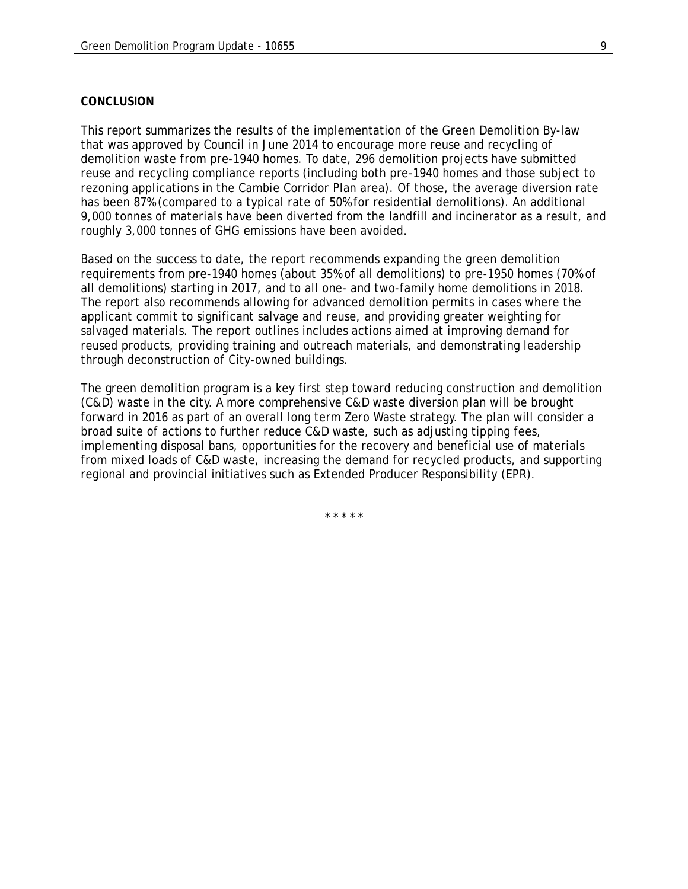**CONCLUSION**

This report summarizes the results of the implementation of the Green Demolition By-law that was approved by Council in June 2014 to encourage more reuse and recycling of demolition waste from pre-1940 homes. To date, 296 demolition projects have submitted reuse and recycling compliance reports (including both pre-1940 homes and those subject to rezoning applications in the Cambie Corridor Plan area). Of those, the average diversion rate has been 87% (compared to a typical rate of 50% for residential demolitions). An additional 9,000 tonnes of materials have been diverted from the landfill and incinerator as a result, and roughly 3,000 tonnes of GHG emissions have been avoided.

Based on the success to date, the report recommends expanding the green demolition requirements from pre-1940 homes (about 35% of all demolitions) to pre-1950 homes (70% of all demolitions) starting in 2017, and to all one- and two-family home demolitions in 2018. The report also recommends allowing for advanced demolition permits in cases where the applicant commit to significant salvage and reuse, and providing greater weighting for salvaged materials. The report outlines includes actions aimed at improving demand for reused products, providing training and outreach materials, and demonstrating leadership through deconstruction of City-owned buildings.

The green demolition program is a key first step toward reducing construction and demolition (C&D) waste in the city. A more comprehensive C&D waste diversion plan will be brought forward in 2016 as part of an overall long term Zero Waste strategy. The plan will consider a broad suite of actions to further reduce C&D waste, such as adjusting tipping fees, implementing disposal bans, opportunities for the recovery and beneficial use of materials from mixed loads of C&D waste, increasing the demand for recycled products, and supporting regional and provincial initiatives such as Extended Producer Responsibility (EPR).

\* \* \* \* \*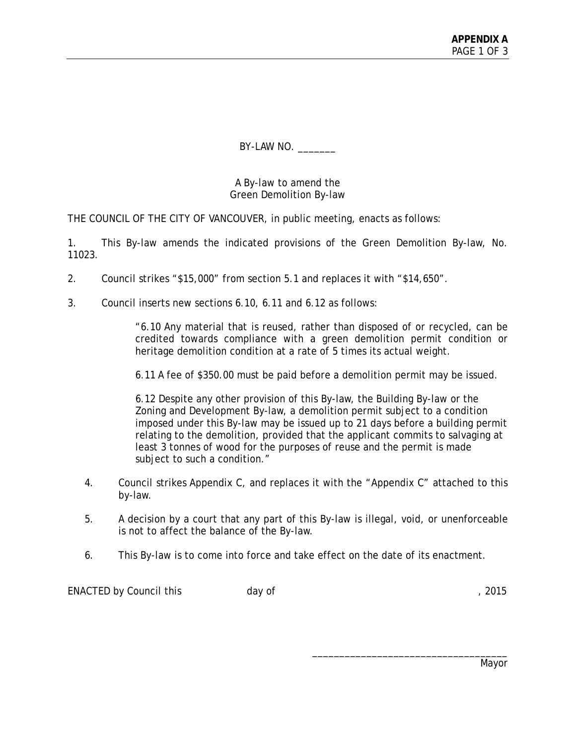BY-LAW NO. _______

A By-law to amend the
Green Demolition By-law

THE COUNCIL OF THE CITY OF VANCOUVER, in public meeting, enacts as follows:

1. This By-law amends the indicated provisions of the Green Demolition By-law, No. 11023.

2. Council strikes "$15,000" from section 5.1 and replaces it with "$14,650".

3. Council inserts new sections 6.10, 6.11 and 6.12 as follows:

> "6.10 Any material that is reused, rather than disposed of or recycled, can be credited towards compliance with a green demolition permit condition or heritage demolition condition at a rate of 5 times its actual weight.
>
> 6.11 A fee of $350.00 must be paid before a demolition permit may be issued.
>
> 6.12 Despite any other provision of this By-law, the Building By-law or the Zoning and Development By-law, a demolition permit subject to a condition imposed under this By-law may be issued up to 21 days before a building permit relating to the demolition, provided that the applicant commits to salvaging at least 3 tonnes of wood for the purposes of reuse and the permit is made subject to such a condition."

4. Council strikes Appendix C, and replaces it with the "Appendix C" attached to this by-law.

5. A decision by a court that any part of this By-law is illegal, void, or unenforceable is not to affect the balance of the By-law.

6. This By-law is to come into force and take effect on the date of its enactment.

ENACTED by Council this day of , 2015

___________________________________

Mayor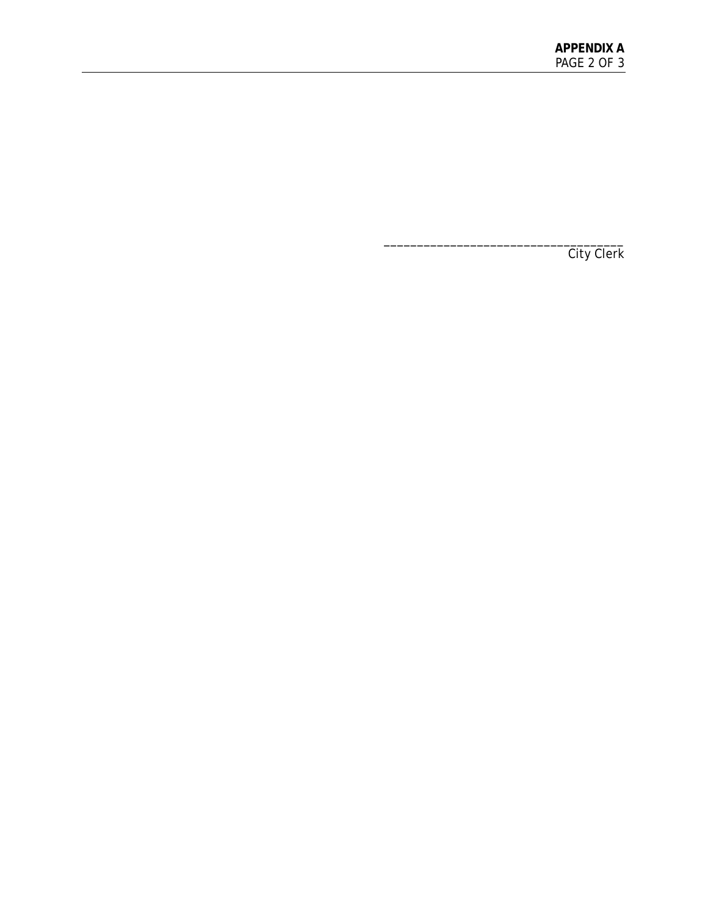\_\_\_\_\_\_\_\_\_\_\_\_\_\_\_\_\_\_\_\_\_\_\_\_\_\_\_\_\_\_\_\_\_\_\_\_\_\_
City Clerk

______________________________________
City Clerk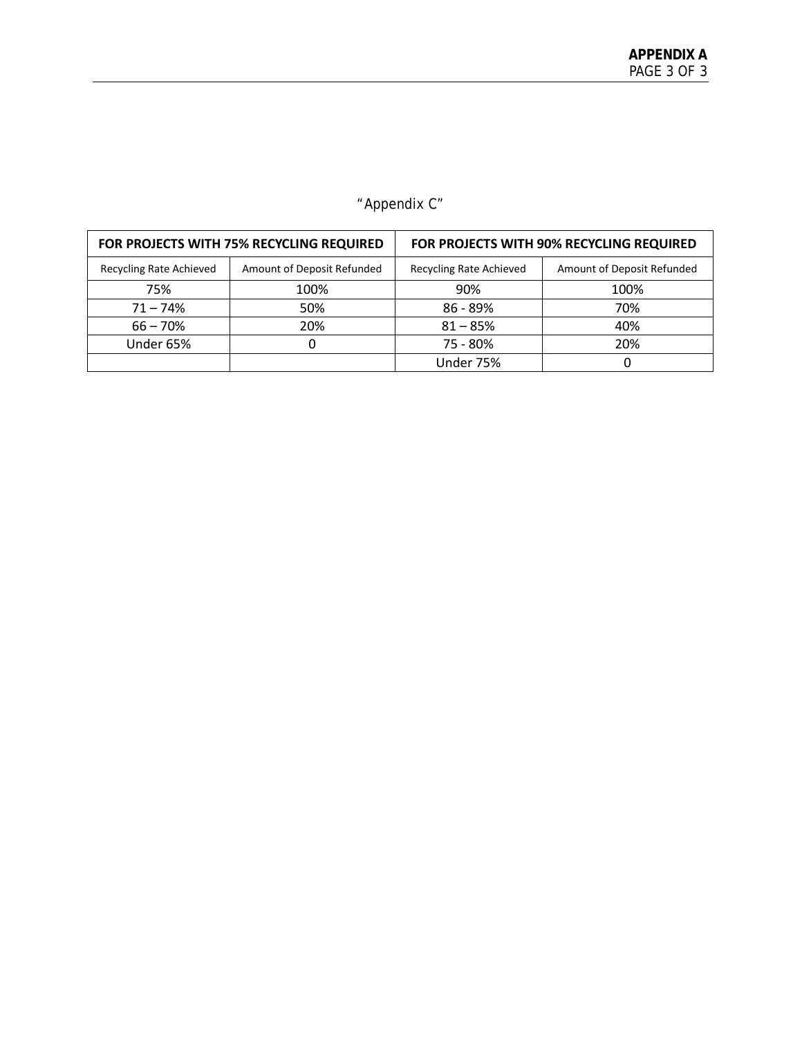"Appendix C"

| FOR PROJECTS WITH 75% RECYCLING REQUIRED | | FOR PROJECTS WITH 90% RECYCLING REQUIRED | |
|---|---|---|---|
| Recycling Rate Achieved | Amount of Deposit Refunded | Recycling Rate Achieved | Amount of Deposit Refunded |
| 75% | 100% | 90% | 100% |
| 71 – 74% | 50% | 86 - 89% | 70% |
| 66 – 70% | 20% | 81 – 85% | 40% |
| Under 65% | 0 | 75 - 80% | 20% |
| | | Under 75% | 0 |